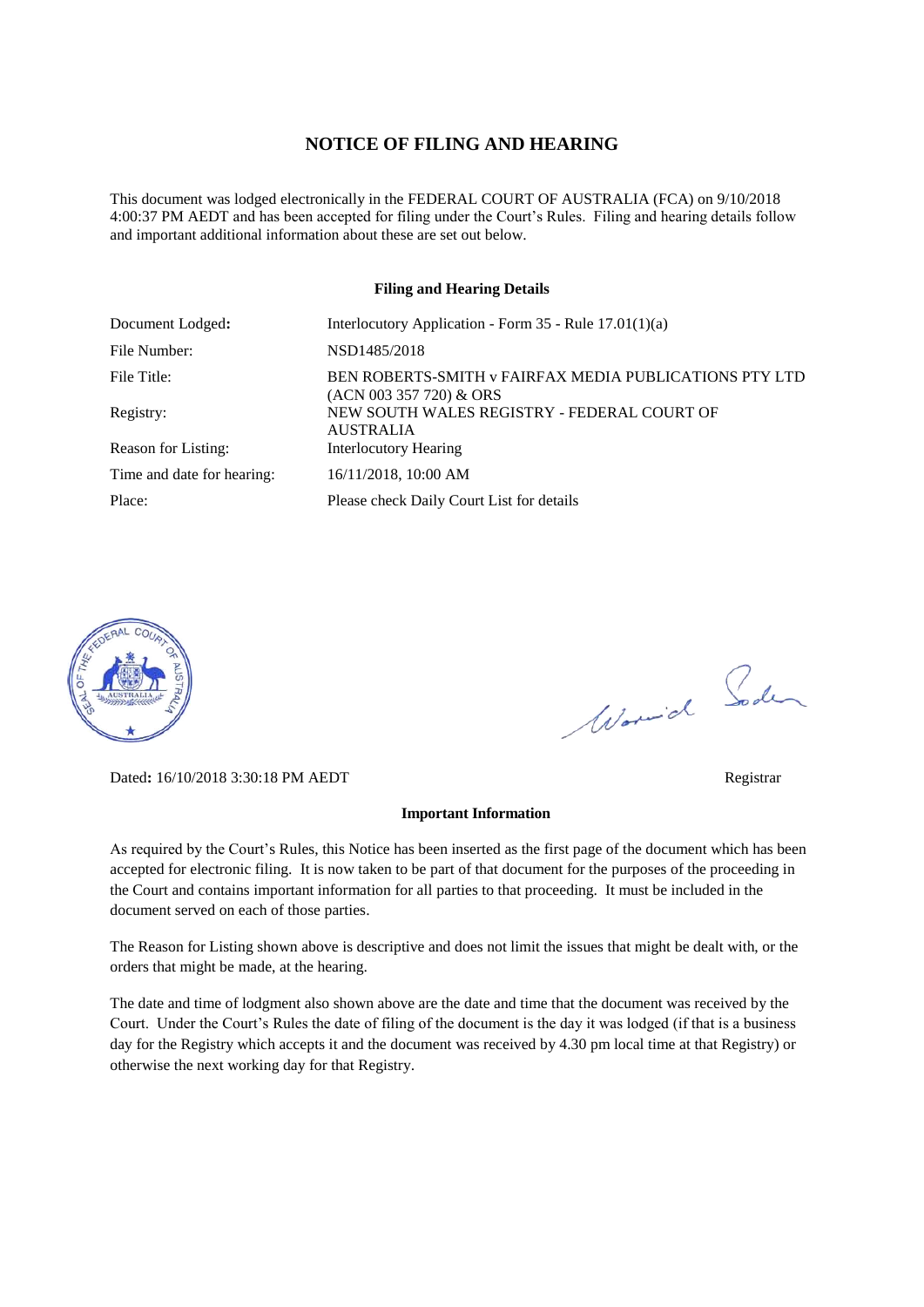# NOTICE OF FILING AND HEARING

This document was lodged electronically in the FEDERAL COURT OF AUSTRALIA (FCA) on 9/10/2018 4:00:37 PM AEDT and has been accepted for filing under the Court's Rules. Filing and hearing details follow and important additional information about these are set out below.

## Filing and Hearing Details

| | |
|---|---|
| Document Lodged: | Interlocutory Application - Form 35 - Rule 17.01(1)(a) |
| File Number: | NSD1485/2018 |
| File Title: | BEN ROBERTS-SMITH v FAIRFAX MEDIA PUBLICATIONS PTY LTD (ACN 003 357 720) & ORS |
| Registry: | NEW SOUTH WALES REGISTRY - FEDERAL COURT OF AUSTRALIA |
| Reason for Listing: | Interlocutory Hearing |
| Time and date for hearing: | 16/11/2018, 10:00 AM |
| Place: | Please check Daily Court List for details |

Dated: 16/10/2018 3:30:18 PM AEDT

Registrar

## Important Information

As required by the Court's Rules, this Notice has been inserted as the first page of the document which has been accepted for electronic filing. It is now taken to be part of that document for the purposes of the proceeding in the Court and contains important information for all parties to that proceeding. It must be included in the document served on each of those parties.

The Reason for Listing shown above is descriptive and does not limit the issues that might be dealt with, or the orders that might be made, at the hearing.

The date and time of lodgment also shown above are the date and time that the document was received by the Court. Under the Court's Rules the date of filing of the document is the day it was lodged (if that is a business day for the Registry which accepts it and the document was received by 4.30 pm local time at that Registry) or otherwise the next working day for that Registry.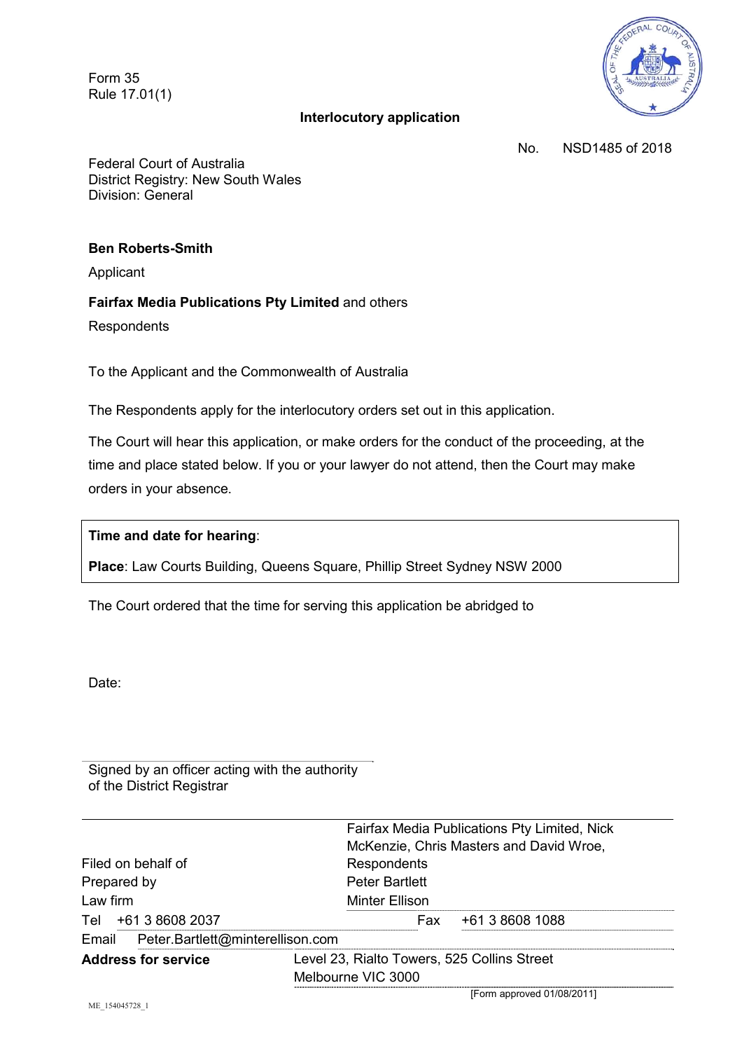Form 35
Rule 17.01(1)

**Interlocutory application**

No. NSD1485 of 2018

Federal Court of Australia
District Registry: New South Wales
Division: General

**Ben Roberts-Smith**

Applicant

**Fairfax Media Publications Pty Limited** and others

Respondents

To the Applicant and the Commonwealth of Australia

The Respondents apply for the interlocutory orders set out in this application.

The Court will hear this application, or make orders for the conduct of the proceeding, at the time and place stated below. If you or your lawyer do not attend, then the Court may make orders in your absence.

**Time and date for hearing**:

**Place**: Law Courts Building, Queens Square, Phillip Street Sydney NSW 2000

The Court ordered that the time for serving this application be abridged to

Date:

Signed by an officer acting with the authority of the District Registrar

| | |
|---|---|
| Filed on behalf of | Fairfax Media Publications Pty Limited, Nick McKenzie, Chris Masters and David Wroe, Respondents |
| Prepared by | Peter Bartlett |
| Law firm | Minter Ellison |
| Tel +61 3 8608 2037 | Fax +61 3 8608 1088 |
| Email Peter.Bartlett@minterellison.com | |
| **Address for service** | Level 23, Rialto Towers, 525 Collins Street Melbourne VIC 3000 |

[Form approved 01/08/2011]

ME_154045728_1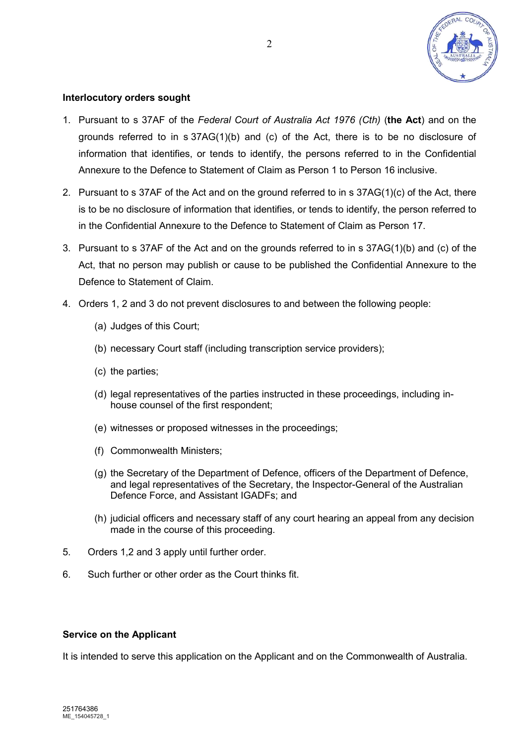**Interlocutory orders sought**

1. Pursuant to s 37AF of the *Federal Court of Australia Act 1976 (Cth)* (**the Act**) and on the grounds referred to in s 37AG(1)(b) and (c) of the Act, there is to be no disclosure of information that identifies, or tends to identify, the persons referred to in the Confidential Annexure to the Defence to Statement of Claim as Person 1 to Person 16 inclusive.

2. Pursuant to s 37AF of the Act and on the ground referred to in s 37AG(1)(c) of the Act, there is to be no disclosure of information that identifies, or tends to identify, the person referred to in the Confidential Annexure to the Defence to Statement of Claim as Person 17.

3. Pursuant to s 37AF of the Act and on the grounds referred to in s 37AG(1)(b) and (c) of the Act, that no person may publish or cause to be published the Confidential Annexure to the Defence to Statement of Claim.

4. Orders 1, 2 and 3 do not prevent disclosures to and between the following people:

   (a) Judges of this Court;

   (b) necessary Court staff (including transcription service providers);

   (c) the parties;

   (d) legal representatives of the parties instructed in these proceedings, including in-house counsel of the first respondent;

   (e) witnesses or proposed witnesses in the proceedings;

   (f) Commonwealth Ministers;

   (g) the Secretary of the Department of Defence, officers of the Department of Defence, and legal representatives of the Secretary, the Inspector-General of the Australian Defence Force, and Assistant IGADFs; and

   (h) judicial officers and necessary staff of any court hearing an appeal from any decision made in the course of this proceeding.

5. Orders 1,2 and 3 apply until further order.

6. Such further or other order as the Court thinks fit.

**Service on the Applicant**

It is intended to serve this application on the Applicant and on the Commonwealth of Australia.

251764386
ME_154045728_1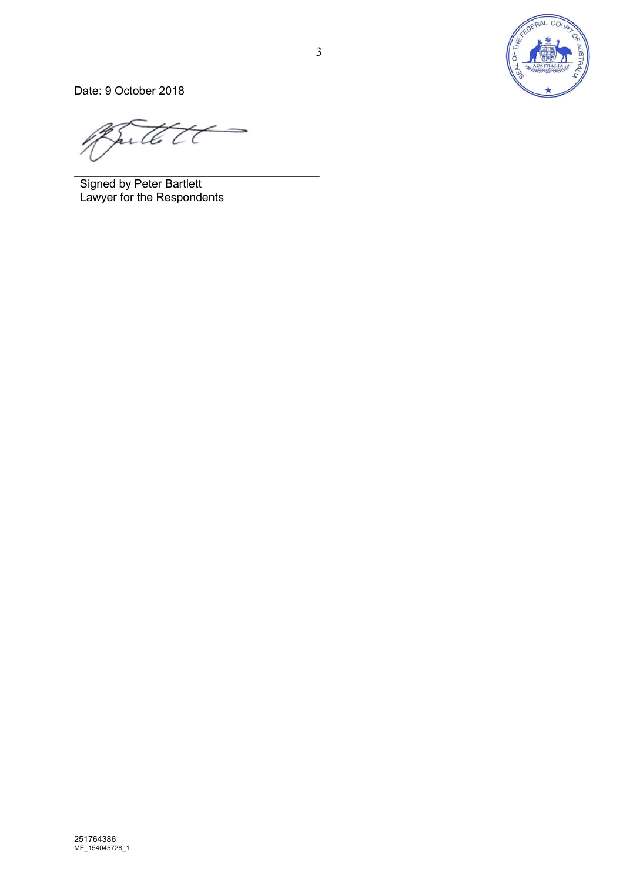Date: 9 October 2018

Signed by Peter Bartlett
Lawyer for the Respondents

251764386
ME_154045728_1